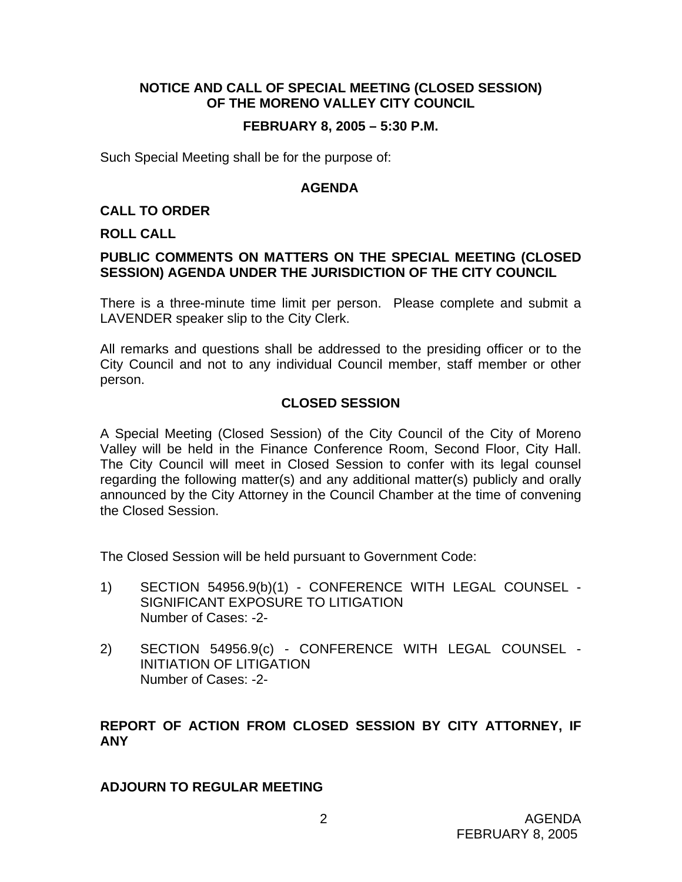# NOTICE AND CALL OF SPECIAL MEETING (CLOSED SESSION) OF THE MORENO VALLEY CITY COUNCIL

## FEBRUARY 8, 2005 – 5:30 P.M.

Such Special Meeting shall be for the purpose of:

## AGENDA

**CALL TO ORDER**

**ROLL CALL**

**PUBLIC COMMENTS ON MATTERS ON THE SPECIAL MEETING (CLOSED SESSION) AGENDA UNDER THE JURISDICTION OF THE CITY COUNCIL**

There is a three-minute time limit per person. Please complete and submit a LAVENDER speaker slip to the City Clerk.

All remarks and questions shall be addressed to the presiding officer or to the City Council and not to any individual Council member, staff member or other person.

## CLOSED SESSION

A Special Meeting (Closed Session) of the City Council of the City of Moreno Valley will be held in the Finance Conference Room, Second Floor, City Hall. The City Council will meet in Closed Session to confer with its legal counsel regarding the following matter(s) and any additional matter(s) publicly and orally announced by the City Attorney in the Council Chamber at the time of convening the Closed Session.

The Closed Session will be held pursuant to Government Code:

1) SECTION 54956.9(b)(1) - CONFERENCE WITH LEGAL COUNSEL - SIGNIFICANT EXPOSURE TO LITIGATION
   Number of Cases: -2-

2) SECTION 54956.9(c) - CONFERENCE WITH LEGAL COUNSEL - INITIATION OF LITIGATION
   Number of Cases: -2-

**REPORT OF ACTION FROM CLOSED SESSION BY CITY ATTORNEY, IF ANY**

**ADJOURN TO REGULAR MEETING**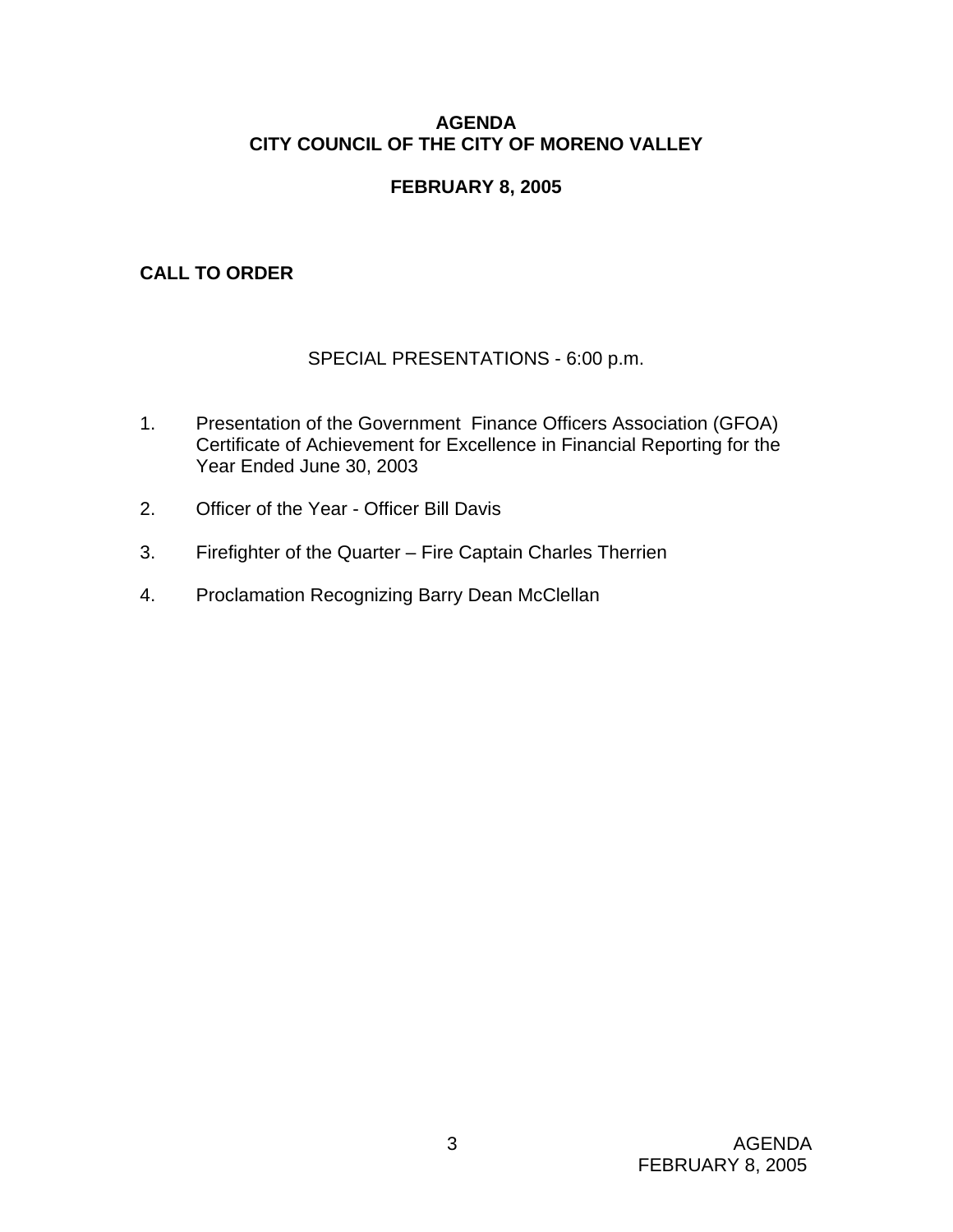# AGENDA
# CITY COUNCIL OF THE CITY OF MORENO VALLEY

## FEBRUARY 8, 2005

**CALL TO ORDER**

SPECIAL PRESENTATIONS - 6:00 p.m.

1. Presentation of the Government Finance Officers Association (GFOA) Certificate of Achievement for Excellence in Financial Reporting for the Year Ended June 30, 2003

2. Officer of the Year - Officer Bill Davis

3. Firefighter of the Quarter – Fire Captain Charles Therrien

4. Proclamation Recognizing Barry Dean McClellan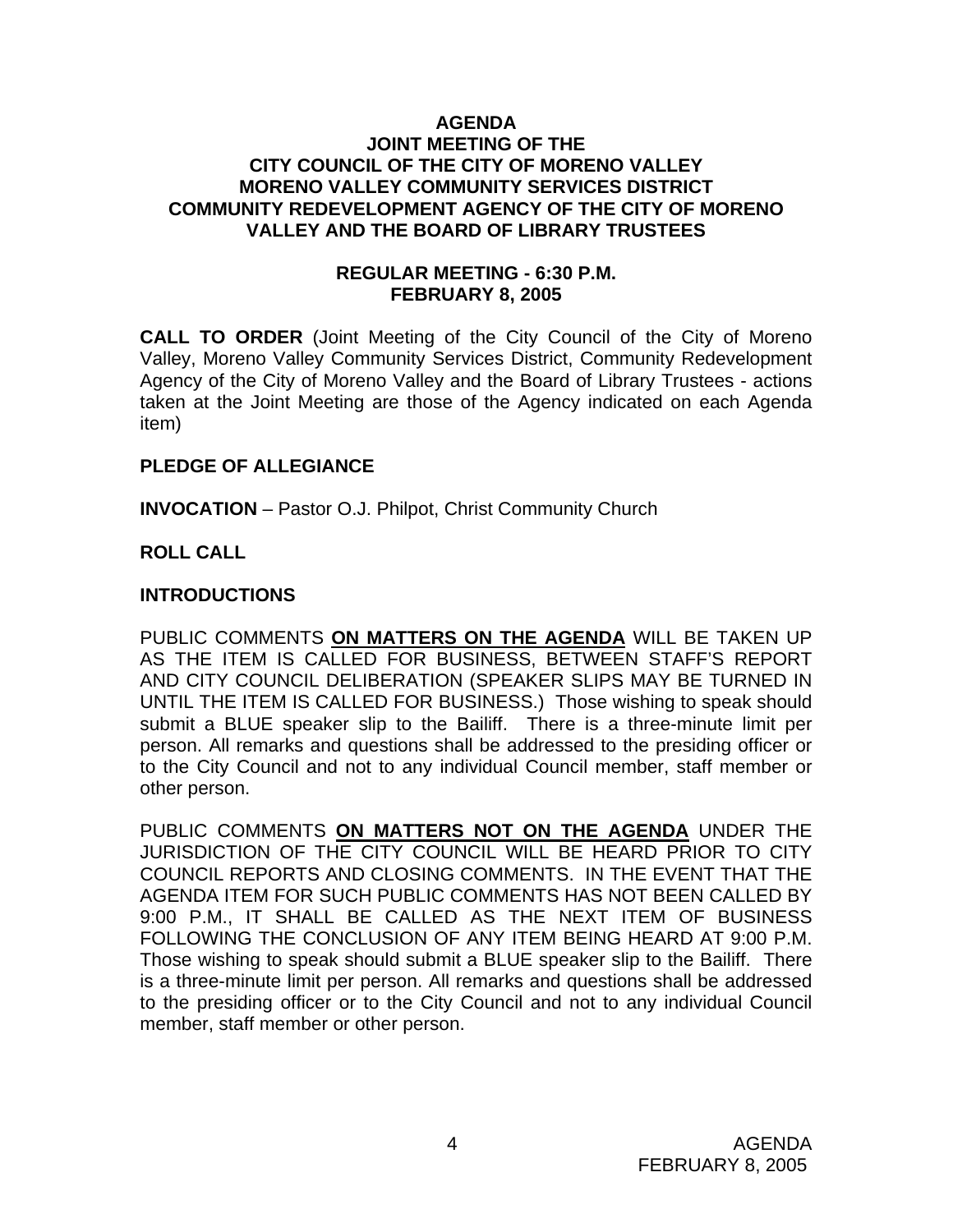**AGENDA**
**JOINT MEETING OF THE**
**CITY COUNCIL OF THE CITY OF MORENO VALLEY**
**MORENO VALLEY COMMUNITY SERVICES DISTRICT**
**COMMUNITY REDEVELOPMENT AGENCY OF THE CITY OF MORENO VALLEY AND THE BOARD OF LIBRARY TRUSTEES**

**REGULAR MEETING - 6:30 P.M.**
**FEBRUARY 8, 2005**

**CALL TO ORDER** (Joint Meeting of the City Council of the City of Moreno Valley, Moreno Valley Community Services District, Community Redevelopment Agency of the City of Moreno Valley and the Board of Library Trustees - actions taken at the Joint Meeting are those of the Agency indicated on each Agenda item)

**PLEDGE OF ALLEGIANCE**

**INVOCATION** – Pastor O.J. Philpot, Christ Community Church

**ROLL CALL**

**INTRODUCTIONS**

PUBLIC COMMENTS **ON MATTERS ON THE AGENDA** WILL BE TAKEN UP AS THE ITEM IS CALLED FOR BUSINESS, BETWEEN STAFF'S REPORT AND CITY COUNCIL DELIBERATION (SPEAKER SLIPS MAY BE TURNED IN UNTIL THE ITEM IS CALLED FOR BUSINESS.) Those wishing to speak should submit a BLUE speaker slip to the Bailiff. There is a three-minute limit per person. All remarks and questions shall be addressed to the presiding officer or to the City Council and not to any individual Council member, staff member or other person.

PUBLIC COMMENTS **ON MATTERS NOT ON THE AGENDA** UNDER THE JURISDICTION OF THE CITY COUNCIL WILL BE HEARD PRIOR TO CITY COUNCIL REPORTS AND CLOSING COMMENTS. IN THE EVENT THAT THE AGENDA ITEM FOR SUCH PUBLIC COMMENTS HAS NOT BEEN CALLED BY 9:00 P.M., IT SHALL BE CALLED AS THE NEXT ITEM OF BUSINESS FOLLOWING THE CONCLUSION OF ANY ITEM BEING HEARD AT 9:00 P.M. Those wishing to speak should submit a BLUE speaker slip to the Bailiff. There is a three-minute limit per person. All remarks and questions shall be addressed to the presiding officer or to the City Council and not to any individual Council member, staff member or other person.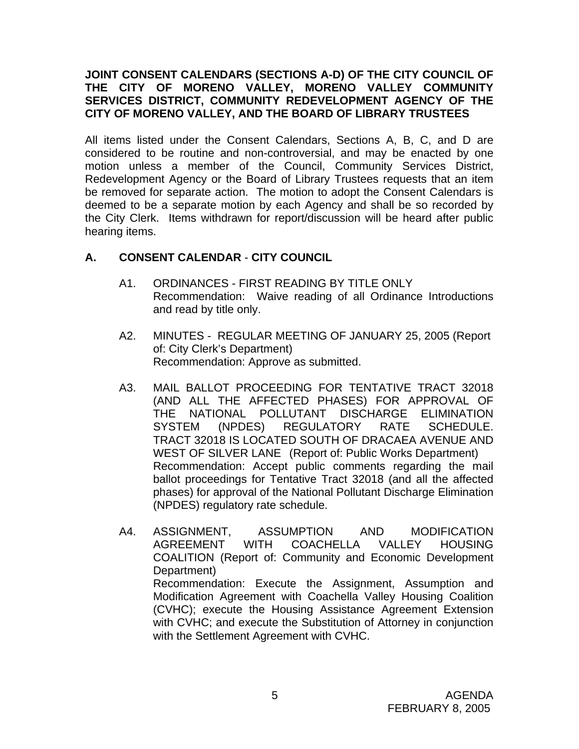**JOINT CONSENT CALENDARS (SECTIONS A-D) OF THE CITY COUNCIL OF THE CITY OF MORENO VALLEY, MORENO VALLEY COMMUNITY SERVICES DISTRICT, COMMUNITY REDEVELOPMENT AGENCY OF THE CITY OF MORENO VALLEY, AND THE BOARD OF LIBRARY TRUSTEES**

All items listed under the Consent Calendars, Sections A, B, C, and D are considered to be routine and non-controversial, and may be enacted by one motion unless a member of the Council, Community Services District, Redevelopment Agency or the Board of Library Trustees requests that an item be removed for separate action. The motion to adopt the Consent Calendars is deemed to be a separate motion by each Agency and shall be so recorded by the City Clerk. Items withdrawn for report/discussion will be heard after public hearing items.

## A. CONSENT CALENDAR - CITY COUNCIL

A1. ORDINANCES - FIRST READING BY TITLE ONLY
Recommendation: Waive reading of all Ordinance Introductions and read by title only.

A2. MINUTES - REGULAR MEETING OF JANUARY 25, 2005 (Report of: City Clerk's Department)
Recommendation: Approve as submitted.

A3. MAIL BALLOT PROCEEDING FOR TENTATIVE TRACT 32018 (AND ALL THE AFFECTED PHASES) FOR APPROVAL OF THE NATIONAL POLLUTANT DISCHARGE ELIMINATION SYSTEM (NPDES) REGULATORY RATE SCHEDULE. TRACT 32018 IS LOCATED SOUTH OF DRACAEA AVENUE AND WEST OF SILVER LANE (Report of: Public Works Department)
Recommendation: Accept public comments regarding the mail ballot proceedings for Tentative Tract 32018 (and all the affected phases) for approval of the National Pollutant Discharge Elimination (NPDES) regulatory rate schedule.

A4. ASSIGNMENT, ASSUMPTION AND MODIFICATION AGREEMENT WITH COACHELLA VALLEY HOUSING COALITION (Report of: Community and Economic Development Department)
Recommendation: Execute the Assignment, Assumption and Modification Agreement with Coachella Valley Housing Coalition (CVHC); execute the Housing Assistance Agreement Extension with CVHC; and execute the Substitution of Attorney in conjunction with the Settlement Agreement with CVHC.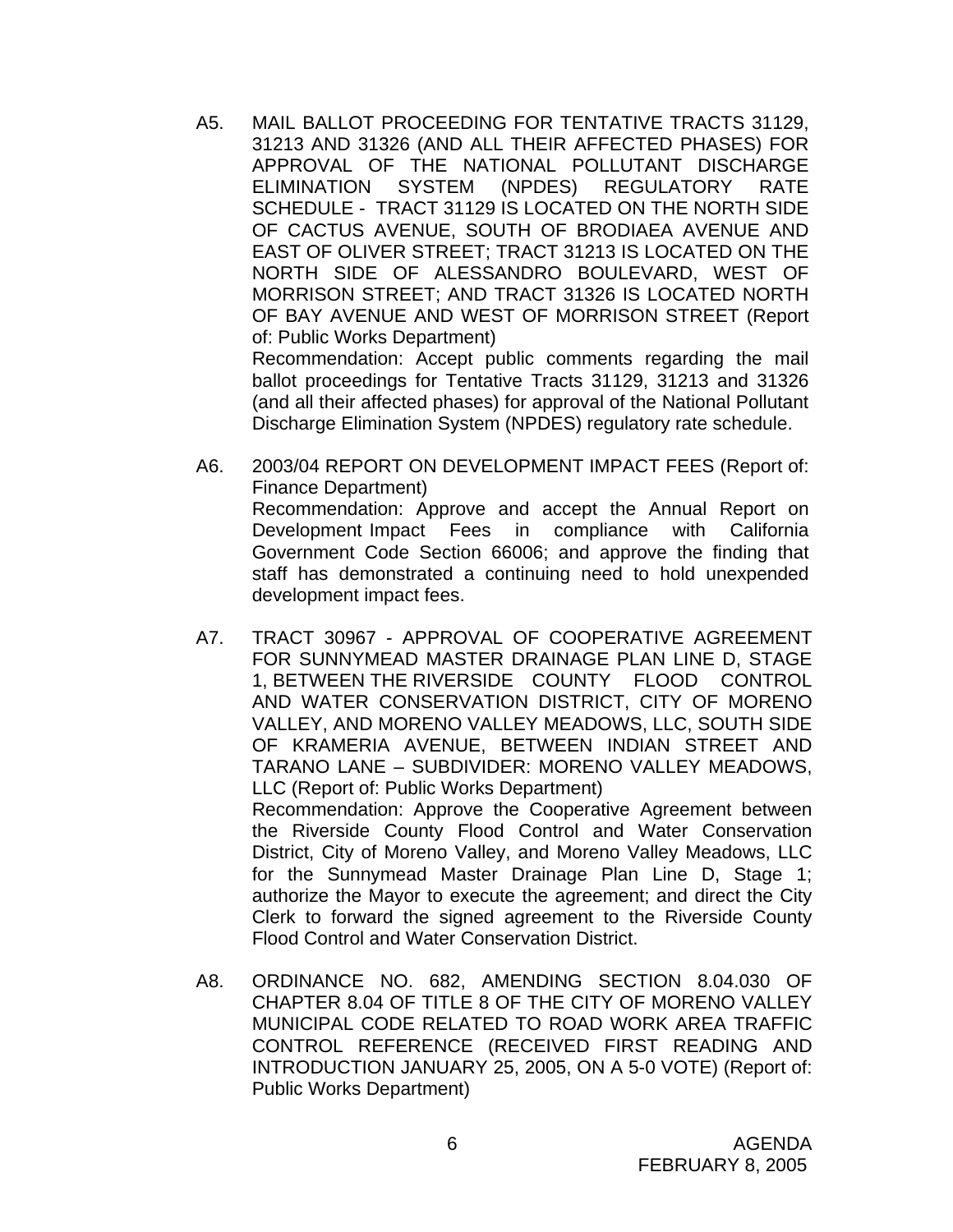A5. MAIL BALLOT PROCEEDING FOR TENTATIVE TRACTS 31129, 31213 AND 31326 (AND ALL THEIR AFFECTED PHASES) FOR APPROVAL OF THE NATIONAL POLLUTANT DISCHARGE ELIMINATION SYSTEM (NPDES) REGULATORY RATE SCHEDULE - TRACT 31129 IS LOCATED ON THE NORTH SIDE OF CACTUS AVENUE, SOUTH OF BRODIAEA AVENUE AND EAST OF OLIVER STREET; TRACT 31213 IS LOCATED ON THE NORTH SIDE OF ALESSANDRO BOULEVARD, WEST OF MORRISON STREET; AND TRACT 31326 IS LOCATED NORTH OF BAY AVENUE AND WEST OF MORRISON STREET (Report of: Public Works Department)

Recommendation: Accept public comments regarding the mail ballot proceedings for Tentative Tracts 31129, 31213 and 31326 (and all their affected phases) for approval of the National Pollutant Discharge Elimination System (NPDES) regulatory rate schedule.

A6. 2003/04 REPORT ON DEVELOPMENT IMPACT FEES (Report of: Finance Department)

Recommendation: Approve and accept the Annual Report on Development Impact Fees in compliance with California Government Code Section 66006; and approve the finding that staff has demonstrated a continuing need to hold unexpended development impact fees.

A7. TRACT 30967 - APPROVAL OF COOPERATIVE AGREEMENT FOR SUNNYMEAD MASTER DRAINAGE PLAN LINE D, STAGE 1, BETWEEN THE RIVERSIDE COUNTY FLOOD CONTROL AND WATER CONSERVATION DISTRICT, CITY OF MORENO VALLEY, AND MORENO VALLEY MEADOWS, LLC, SOUTH SIDE OF KRAMERIA AVENUE, BETWEEN INDIAN STREET AND TARANO LANE – SUBDIVIDER: MORENO VALLEY MEADOWS, LLC (Report of: Public Works Department)

Recommendation: Approve the Cooperative Agreement between the Riverside County Flood Control and Water Conservation District, City of Moreno Valley, and Moreno Valley Meadows, LLC for the Sunnymead Master Drainage Plan Line D, Stage 1; authorize the Mayor to execute the agreement; and direct the City Clerk to forward the signed agreement to the Riverside County Flood Control and Water Conservation District.

A8. ORDINANCE NO. 682, AMENDING SECTION 8.04.030 OF CHAPTER 8.04 OF TITLE 8 OF THE CITY OF MORENO VALLEY MUNICIPAL CODE RELATED TO ROAD WORK AREA TRAFFIC CONTROL REFERENCE (RECEIVED FIRST READING AND INTRODUCTION JANUARY 25, 2005, ON A 5-0 VOTE) (Report of: Public Works Department)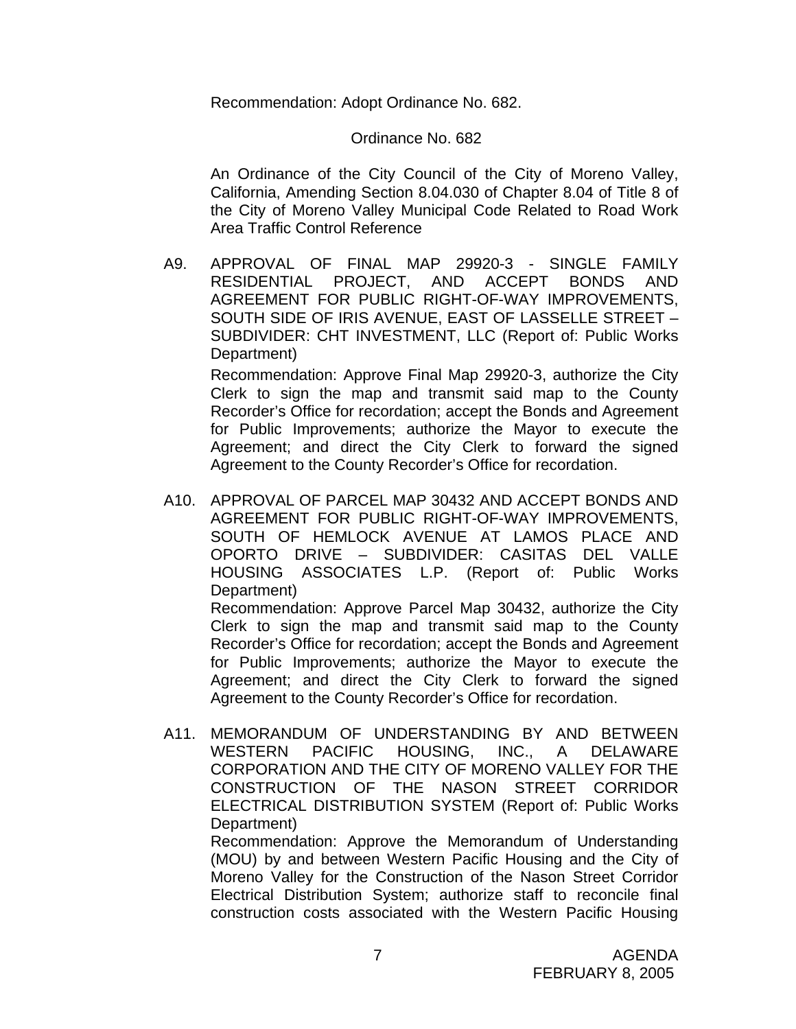Recommendation: Adopt Ordinance No. 682.

Ordinance No. 682

An Ordinance of the City Council of the City of Moreno Valley, California, Amending Section 8.04.030 of Chapter 8.04 of Title 8 of the City of Moreno Valley Municipal Code Related to Road Work Area Traffic Control Reference

A9. APPROVAL OF FINAL MAP 29920-3 - SINGLE FAMILY RESIDENTIAL PROJECT, AND ACCEPT BONDS AND AGREEMENT FOR PUBLIC RIGHT-OF-WAY IMPROVEMENTS, SOUTH SIDE OF IRIS AVENUE, EAST OF LASSELLE STREET – SUBDIVIDER: CHT INVESTMENT, LLC (Report of: Public Works Department)

Recommendation: Approve Final Map 29920-3, authorize the City Clerk to sign the map and transmit said map to the County Recorder's Office for recordation; accept the Bonds and Agreement for Public Improvements; authorize the Mayor to execute the Agreement; and direct the City Clerk to forward the signed Agreement to the County Recorder's Office for recordation.

A10. APPROVAL OF PARCEL MAP 30432 AND ACCEPT BONDS AND AGREEMENT FOR PUBLIC RIGHT-OF-WAY IMPROVEMENTS, SOUTH OF HEMLOCK AVENUE AT LAMOS PLACE AND OPORTO DRIVE – SUBDIVIDER: CASITAS DEL VALLE HOUSING ASSOCIATES L.P. (Report of: Public Works Department)

Recommendation: Approve Parcel Map 30432, authorize the City Clerk to sign the map and transmit said map to the County Recorder's Office for recordation; accept the Bonds and Agreement for Public Improvements; authorize the Mayor to execute the Agreement; and direct the City Clerk to forward the signed Agreement to the County Recorder's Office for recordation.

A11. MEMORANDUM OF UNDERSTANDING BY AND BETWEEN WESTERN PACIFIC HOUSING, INC., A DELAWARE CORPORATION AND THE CITY OF MORENO VALLEY FOR THE CONSTRUCTION OF THE NASON STREET CORRIDOR ELECTRICAL DISTRIBUTION SYSTEM (Report of: Public Works Department)

Recommendation: Approve the Memorandum of Understanding (MOU) by and between Western Pacific Housing and the City of Moreno Valley for the Construction of the Nason Street Corridor Electrical Distribution System; authorize staff to reconcile final construction costs associated with the Western Pacific Housing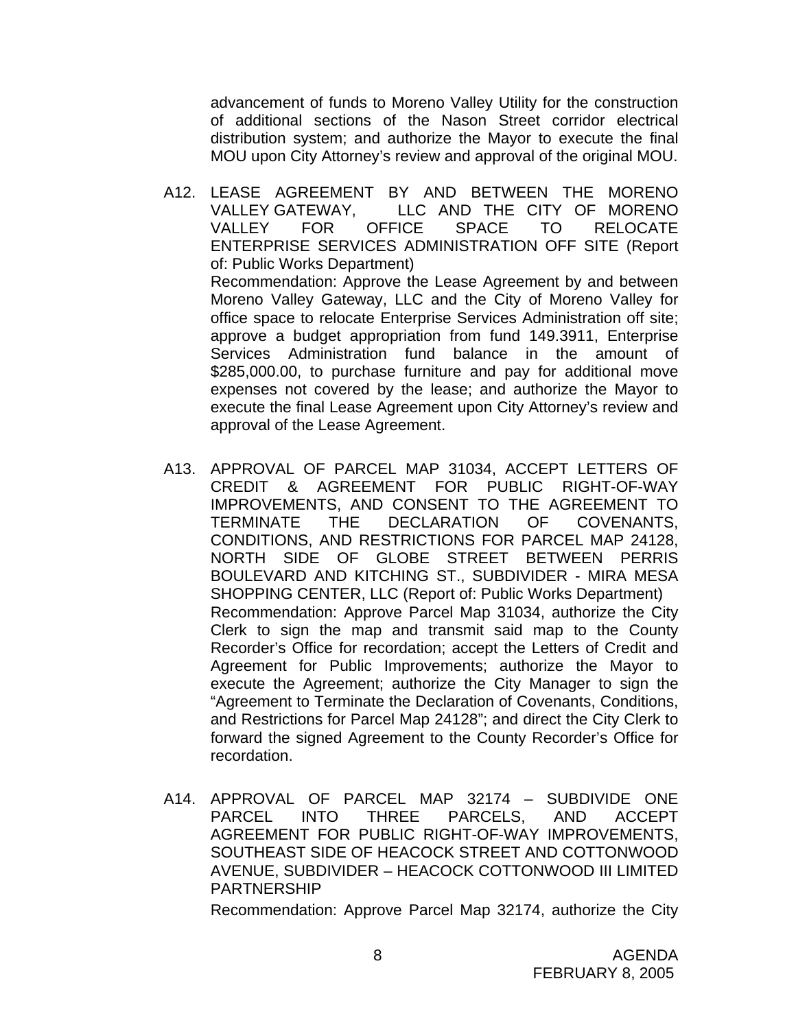advancement of funds to Moreno Valley Utility for the construction of additional sections of the Nason Street corridor electrical distribution system; and authorize the Mayor to execute the final MOU upon City Attorney's review and approval of the original MOU.

A12. LEASE AGREEMENT BY AND BETWEEN THE MORENO VALLEY GATEWAY, LLC AND THE CITY OF MORENO VALLEY FOR OFFICE SPACE TO RELOCATE ENTERPRISE SERVICES ADMINISTRATION OFF SITE (Report of: Public Works Department)

Recommendation: Approve the Lease Agreement by and between Moreno Valley Gateway, LLC and the City of Moreno Valley for office space to relocate Enterprise Services Administration off site; approve a budget appropriation from fund 149.3911, Enterprise Services Administration fund balance in the amount of $285,000.00, to purchase furniture and pay for additional move expenses not covered by the lease; and authorize the Mayor to execute the final Lease Agreement upon City Attorney's review and approval of the Lease Agreement.

A13. APPROVAL OF PARCEL MAP 31034, ACCEPT LETTERS OF CREDIT & AGREEMENT FOR PUBLIC RIGHT-OF-WAY IMPROVEMENTS, AND CONSENT TO THE AGREEMENT TO TERMINATE THE DECLARATION OF COVENANTS, CONDITIONS, AND RESTRICTIONS FOR PARCEL MAP 24128, NORTH SIDE OF GLOBE STREET BETWEEN PERRIS BOULEVARD AND KITCHING ST., SUBDIVIDER - MIRA MESA SHOPPING CENTER, LLC (Report of: Public Works Department)

Recommendation: Approve Parcel Map 31034, authorize the City Clerk to sign the map and transmit said map to the County Recorder's Office for recordation; accept the Letters of Credit and Agreement for Public Improvements; authorize the Mayor to execute the Agreement; authorize the City Manager to sign the "Agreement to Terminate the Declaration of Covenants, Conditions, and Restrictions for Parcel Map 24128"; and direct the City Clerk to forward the signed Agreement to the County Recorder's Office for recordation.

A14. APPROVAL OF PARCEL MAP 32174 – SUBDIVIDE ONE PARCEL INTO THREE PARCELS, AND ACCEPT AGREEMENT FOR PUBLIC RIGHT-OF-WAY IMPROVEMENTS, SOUTHEAST SIDE OF HEACOCK STREET AND COTTONWOOD AVENUE, SUBDIVIDER – HEACOCK COTTONWOOD III LIMITED PARTNERSHIP

Recommendation: Approve Parcel Map 32174, authorize the City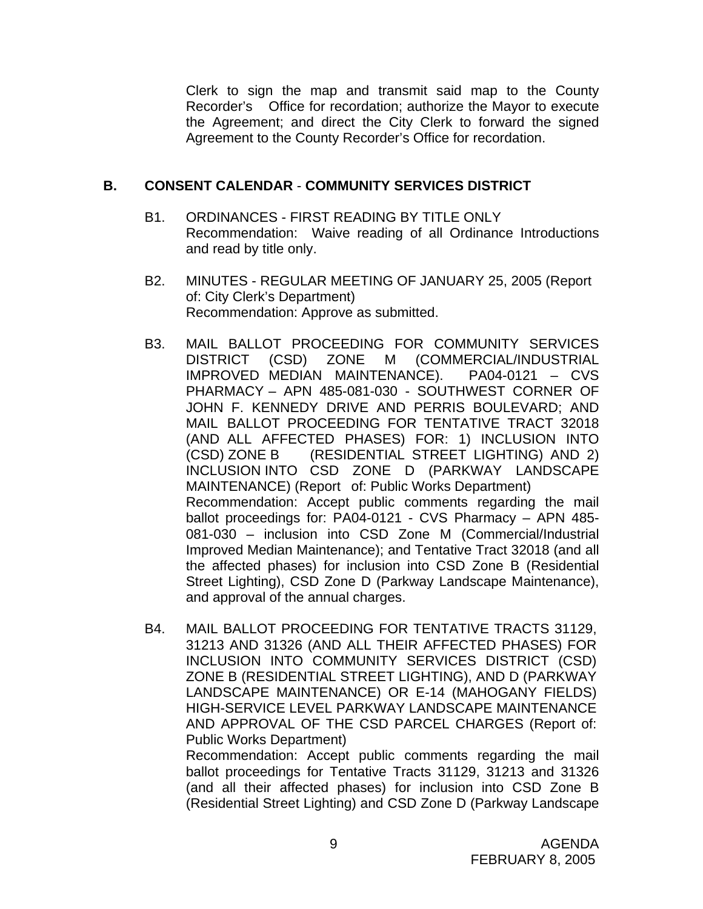Clerk to sign the map and transmit said map to the County Recorder's Office for recordation; authorize the Mayor to execute the Agreement; and direct the City Clerk to forward the signed Agreement to the County Recorder's Office for recordation.

## B. CONSENT CALENDAR - COMMUNITY SERVICES DISTRICT

B1. ORDINANCES - FIRST READING BY TITLE ONLY
Recommendation: Waive reading of all Ordinance Introductions and read by title only.

B2. MINUTES - REGULAR MEETING OF JANUARY 25, 2005 (Report of: City Clerk's Department)
Recommendation: Approve as submitted.

B3. MAIL BALLOT PROCEEDING FOR COMMUNITY SERVICES DISTRICT (CSD) ZONE M (COMMERCIAL/INDUSTRIAL IMPROVED MEDIAN MAINTENANCE). PA04-0121 – CVS PHARMACY – APN 485-081-030 - SOUTHWEST CORNER OF JOHN F. KENNEDY DRIVE AND PERRIS BOULEVARD; AND MAIL BALLOT PROCEEDING FOR TENTATIVE TRACT 32018 (AND ALL AFFECTED PHASES) FOR: 1) INCLUSION INTO (CSD) ZONE B (RESIDENTIAL STREET LIGHTING) AND 2) INCLUSION INTO CSD ZONE D (PARKWAY LANDSCAPE MAINTENANCE) (Report of: Public Works Department)
Recommendation: Accept public comments regarding the mail ballot proceedings for: PA04-0121 - CVS Pharmacy – APN 485-081-030 – inclusion into CSD Zone M (Commercial/Industrial Improved Median Maintenance); and Tentative Tract 32018 (and all the affected phases) for inclusion into CSD Zone B (Residential Street Lighting), CSD Zone D (Parkway Landscape Maintenance), and approval of the annual charges.

B4. MAIL BALLOT PROCEEDING FOR TENTATIVE TRACTS 31129, 31213 AND 31326 (AND ALL THEIR AFFECTED PHASES) FOR INCLUSION INTO COMMUNITY SERVICES DISTRICT (CSD) ZONE B (RESIDENTIAL STREET LIGHTING), AND D (PARKWAY LANDSCAPE MAINTENANCE) OR E-14 (MAHOGANY FIELDS) HIGH-SERVICE LEVEL PARKWAY LANDSCAPE MAINTENANCE AND APPROVAL OF THE CSD PARCEL CHARGES (Report of: Public Works Department)
Recommendation: Accept public comments regarding the mail ballot proceedings for Tentative Tracts 31129, 31213 and 31326 (and all their affected phases) for inclusion into CSD Zone B (Residential Street Lighting) and CSD Zone D (Parkway Landscape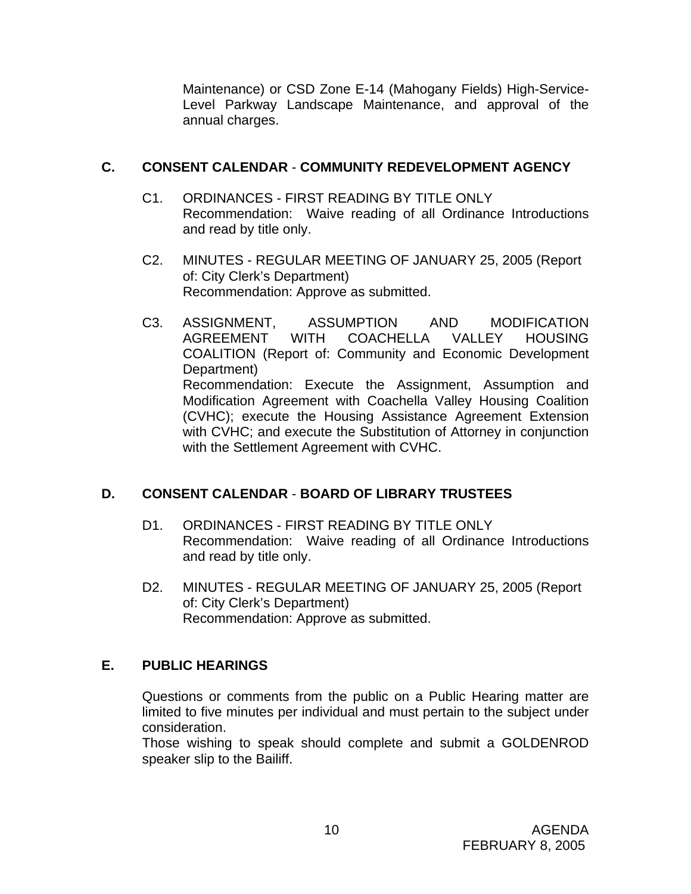Maintenance) or CSD Zone E-14 (Mahogany Fields) High-Service-Level Parkway Landscape Maintenance, and approval of the annual charges.

## C. CONSENT CALENDAR - COMMUNITY REDEVELOPMENT AGENCY

C1. ORDINANCES - FIRST READING BY TITLE ONLY
Recommendation: Waive reading of all Ordinance Introductions and read by title only.

C2. MINUTES - REGULAR MEETING OF JANUARY 25, 2005 (Report of: City Clerk's Department)
Recommendation: Approve as submitted.

C3. ASSIGNMENT, ASSUMPTION AND MODIFICATION AGREEMENT WITH COACHELLA VALLEY HOUSING COALITION (Report of: Community and Economic Development Department)
Recommendation: Execute the Assignment, Assumption and Modification Agreement with Coachella Valley Housing Coalition (CVHC); execute the Housing Assistance Agreement Extension with CVHC; and execute the Substitution of Attorney in conjunction with the Settlement Agreement with CVHC.

## D. CONSENT CALENDAR - BOARD OF LIBRARY TRUSTEES

D1. ORDINANCES - FIRST READING BY TITLE ONLY
Recommendation: Waive reading of all Ordinance Introductions and read by title only.

D2. MINUTES - REGULAR MEETING OF JANUARY 25, 2005 (Report of: City Clerk's Department)
Recommendation: Approve as submitted.

## E. PUBLIC HEARINGS

Questions or comments from the public on a Public Hearing matter are limited to five minutes per individual and must pertain to the subject under consideration.
Those wishing to speak should complete and submit a GOLDENROD speaker slip to the Bailiff.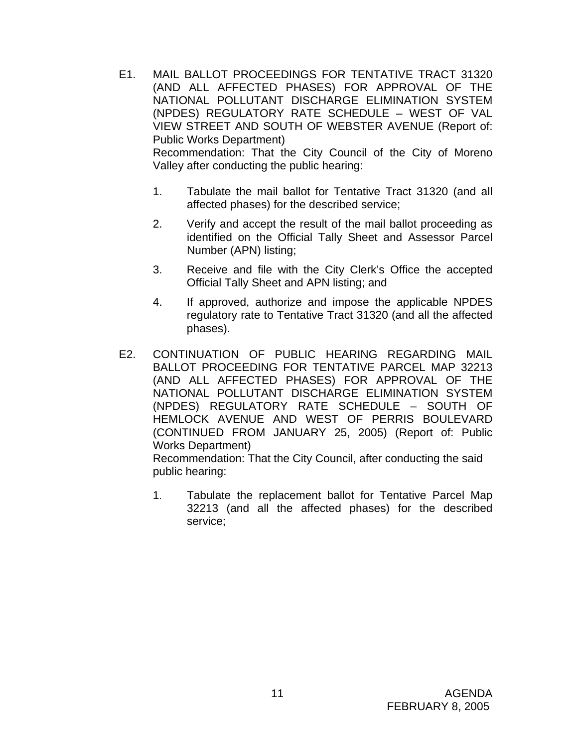E1. MAIL BALLOT PROCEEDINGS FOR TENTATIVE TRACT 31320 (AND ALL AFFECTED PHASES) FOR APPROVAL OF THE NATIONAL POLLUTANT DISCHARGE ELIMINATION SYSTEM (NPDES) REGULATORY RATE SCHEDULE – WEST OF VAL VIEW STREET AND SOUTH OF WEBSTER AVENUE (Report of: Public Works Department)

Recommendation: That the City Council of the City of Moreno Valley after conducting the public hearing:

1. Tabulate the mail ballot for Tentative Tract 31320 (and all affected phases) for the described service;
2. Verify and accept the result of the mail ballot proceeding as identified on the Official Tally Sheet and Assessor Parcel Number (APN) listing;
3. Receive and file with the City Clerk's Office the accepted Official Tally Sheet and APN listing; and
4. If approved, authorize and impose the applicable NPDES regulatory rate to Tentative Tract 31320 (and all the affected phases).

E2. CONTINUATION OF PUBLIC HEARING REGARDING MAIL BALLOT PROCEEDING FOR TENTATIVE PARCEL MAP 32213 (AND ALL AFFECTED PHASES) FOR APPROVAL OF THE NATIONAL POLLUTANT DISCHARGE ELIMINATION SYSTEM (NPDES) REGULATORY RATE SCHEDULE – SOUTH OF HEMLOCK AVENUE AND WEST OF PERRIS BOULEVARD (CONTINUED FROM JANUARY 25, 2005) (Report of: Public Works Department)

Recommendation: That the City Council, after conducting the said public hearing:

1. Tabulate the replacement ballot for Tentative Parcel Map 32213 (and all the affected phases) for the described service;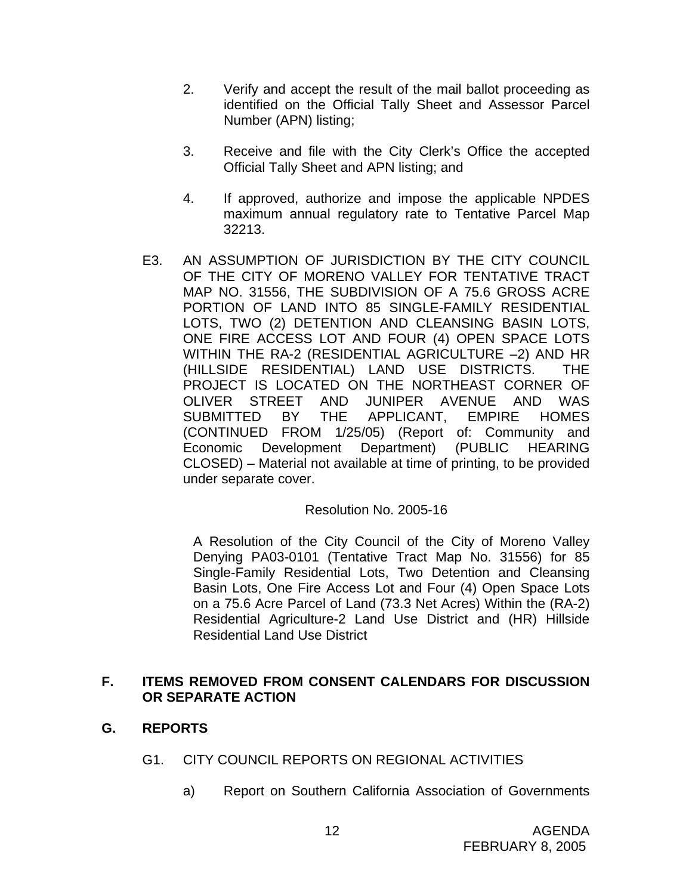2. Verify and accept the result of the mail ballot proceeding as identified on the Official Tally Sheet and Assessor Parcel Number (APN) listing;

3. Receive and file with the City Clerk's Office the accepted Official Tally Sheet and APN listing; and

4. If approved, authorize and impose the applicable NPDES maximum annual regulatory rate to Tentative Parcel Map 32213.

E3. AN ASSUMPTION OF JURISDICTION BY THE CITY COUNCIL OF THE CITY OF MORENO VALLEY FOR TENTATIVE TRACT MAP NO. 31556, THE SUBDIVISION OF A 75.6 GROSS ACRE PORTION OF LAND INTO 85 SINGLE-FAMILY RESIDENTIAL LOTS, TWO (2) DETENTION AND CLEANSING BASIN LOTS, ONE FIRE ACCESS LOT AND FOUR (4) OPEN SPACE LOTS WITHIN THE RA-2 (RESIDENTIAL AGRICULTURE –2) AND HR (HILLSIDE RESIDENTIAL) LAND USE DISTRICTS. THE PROJECT IS LOCATED ON THE NORTHEAST CORNER OF OLIVER STREET AND JUNIPER AVENUE AND WAS SUBMITTED BY THE APPLICANT, EMPIRE HOMES (CONTINUED FROM 1/25/05) (Report of: Community and Economic Development Department) (PUBLIC HEARING CLOSED) – Material not available at time of printing, to be provided under separate cover.

Resolution No. 2005-16

A Resolution of the City Council of the City of Moreno Valley Denying PA03-0101 (Tentative Tract Map No. 31556) for 85 Single-Family Residential Lots, Two Detention and Cleansing Basin Lots, One Fire Access Lot and Four (4) Open Space Lots on a 75.6 Acre Parcel of Land (73.3 Net Acres) Within the (RA-2) Residential Agriculture-2 Land Use District and (HR) Hillside Residential Land Use District

## F. ITEMS REMOVED FROM CONSENT CALENDARS FOR DISCUSSION OR SEPARATE ACTION

## G. REPORTS

G1. CITY COUNCIL REPORTS ON REGIONAL ACTIVITIES

a) Report on Southern California Association of Governments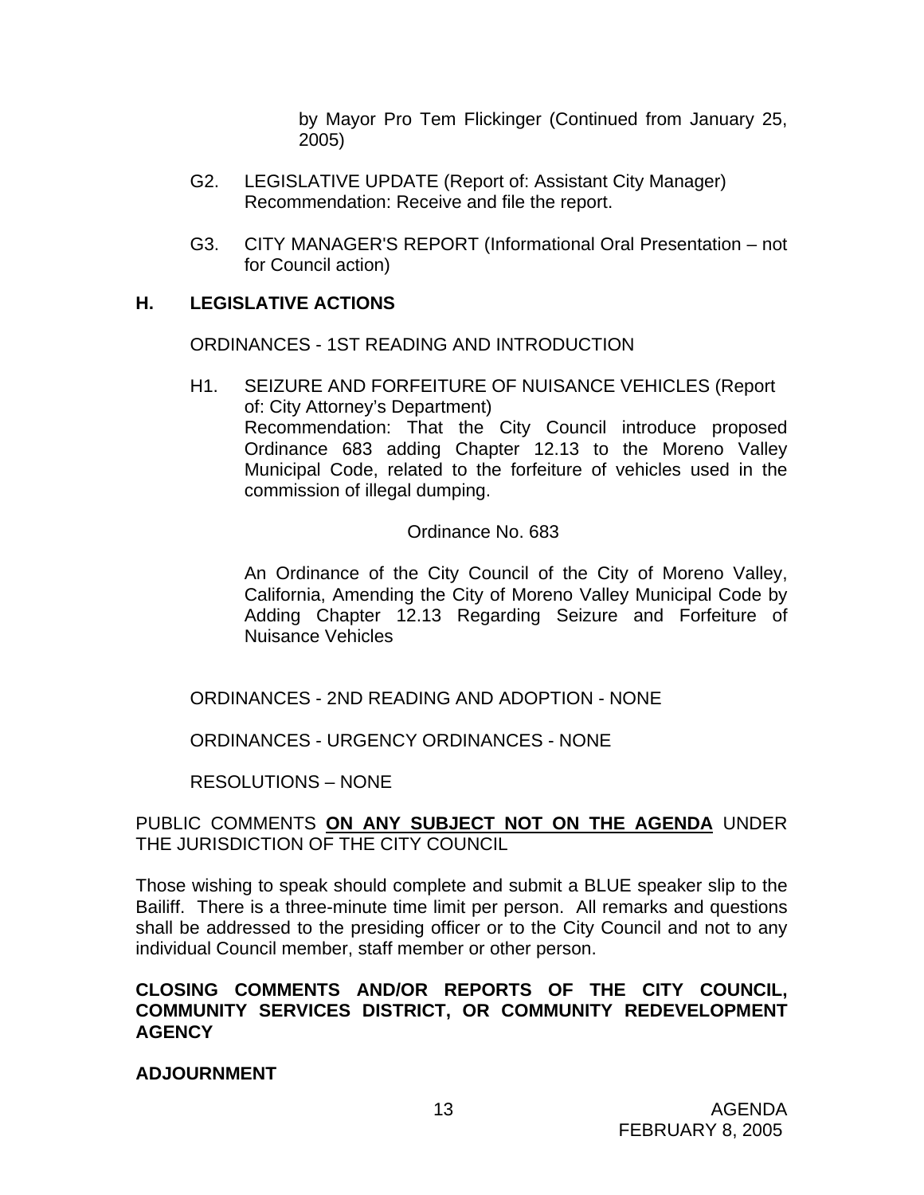by Mayor Pro Tem Flickinger (Continued from January 25, 2005)

G2. LEGISLATIVE UPDATE (Report of: Assistant City Manager)
Recommendation: Receive and file the report.

G3. CITY MANAGER'S REPORT (Informational Oral Presentation – not for Council action)

## H. LEGISLATIVE ACTIONS

ORDINANCES - 1ST READING AND INTRODUCTION

H1. SEIZURE AND FORFEITURE OF NUISANCE VEHICLES (Report of: City Attorney's Department)
Recommendation: That the City Council introduce proposed Ordinance 683 adding Chapter 12.13 to the Moreno Valley Municipal Code, related to the forfeiture of vehicles used in the commission of illegal dumping.

Ordinance No. 683

An Ordinance of the City Council of the City of Moreno Valley, California, Amending the City of Moreno Valley Municipal Code by Adding Chapter 12.13 Regarding Seizure and Forfeiture of Nuisance Vehicles

ORDINANCES - 2ND READING AND ADOPTION - NONE

ORDINANCES - URGENCY ORDINANCES - NONE

RESOLUTIONS – NONE

PUBLIC COMMENTS **ON ANY SUBJECT NOT ON THE AGENDA** UNDER THE JURISDICTION OF THE CITY COUNCIL

Those wishing to speak should complete and submit a BLUE speaker slip to the Bailiff. There is a three-minute time limit per person. All remarks and questions shall be addressed to the presiding officer or to the City Council and not to any individual Council member, staff member or other person.

**CLOSING COMMENTS AND/OR REPORTS OF THE CITY COUNCIL, COMMUNITY SERVICES DISTRICT, OR COMMUNITY REDEVELOPMENT AGENCY**

**ADJOURNMENT**